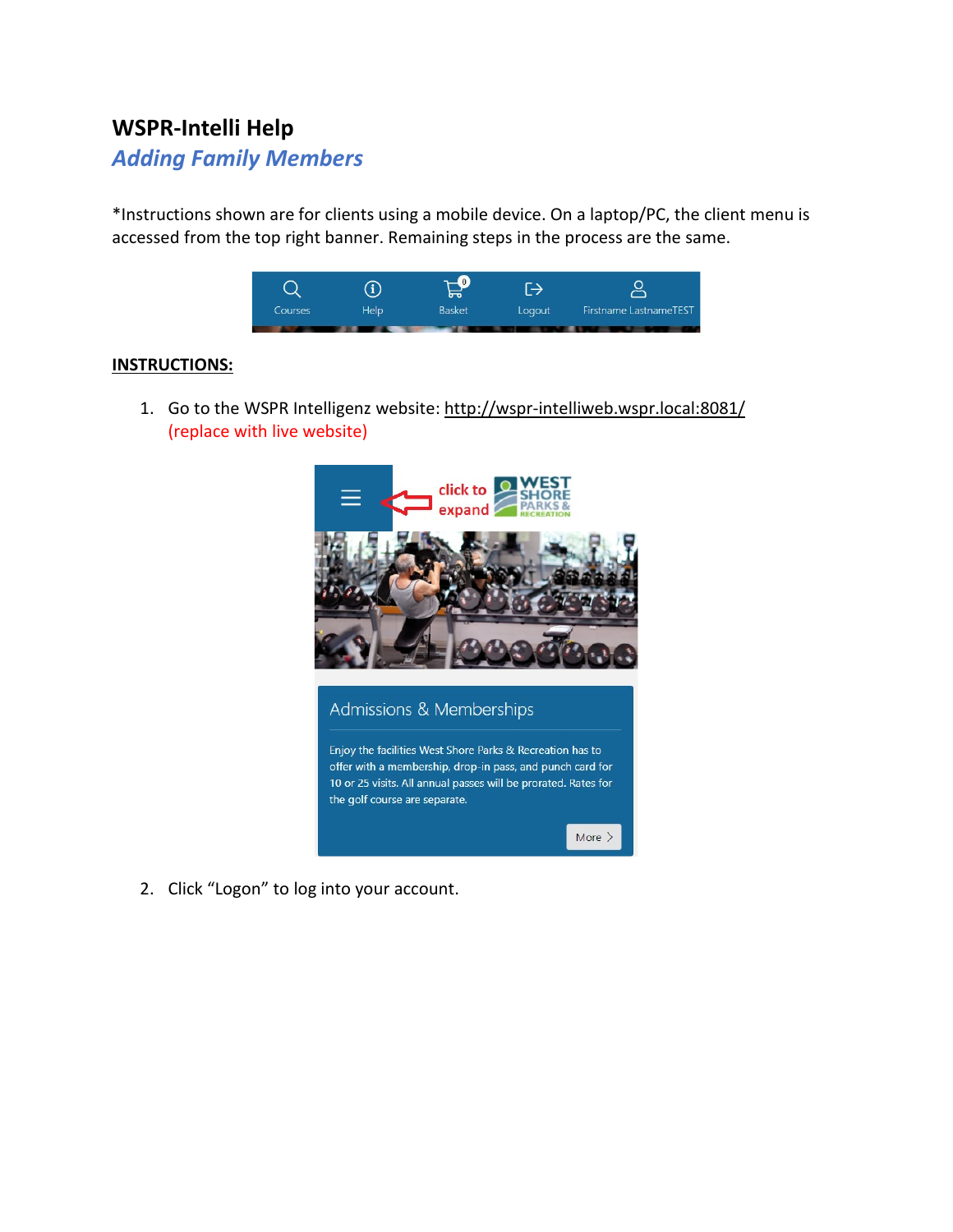# WSPR-Intelli Help

## *Adding Family Members*

*Instructions shown are for clients using a mobile device. On a laptop/PC, the client menu is accessed from the top right banner. Remaining steps in the process are the same.

**INSTRUCTIONS:**

1. Go to the WSPR Intelligenz website: http://wspr-intelliweb.wspr.local:8081/ (replace with live website)

2. Click "Logon" to log into your account.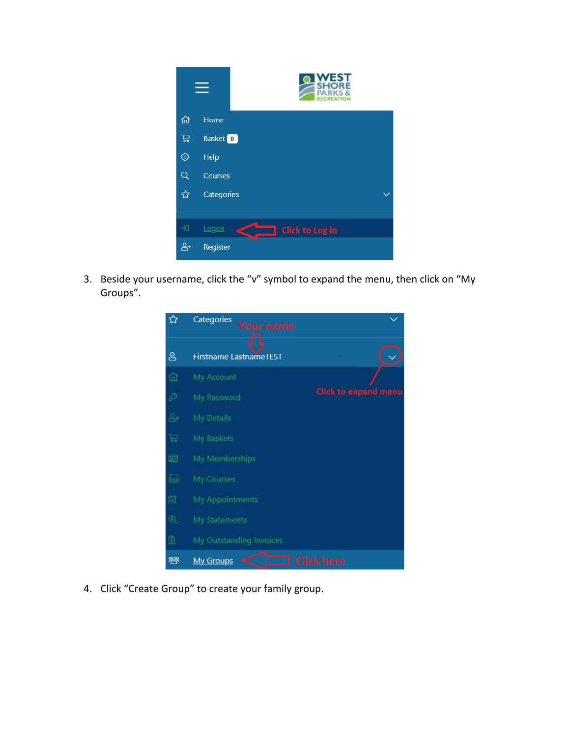3. Beside your username, click the “v” symbol to expand the menu, then click on “My Groups”.

4. Click “Create Group” to create your family group.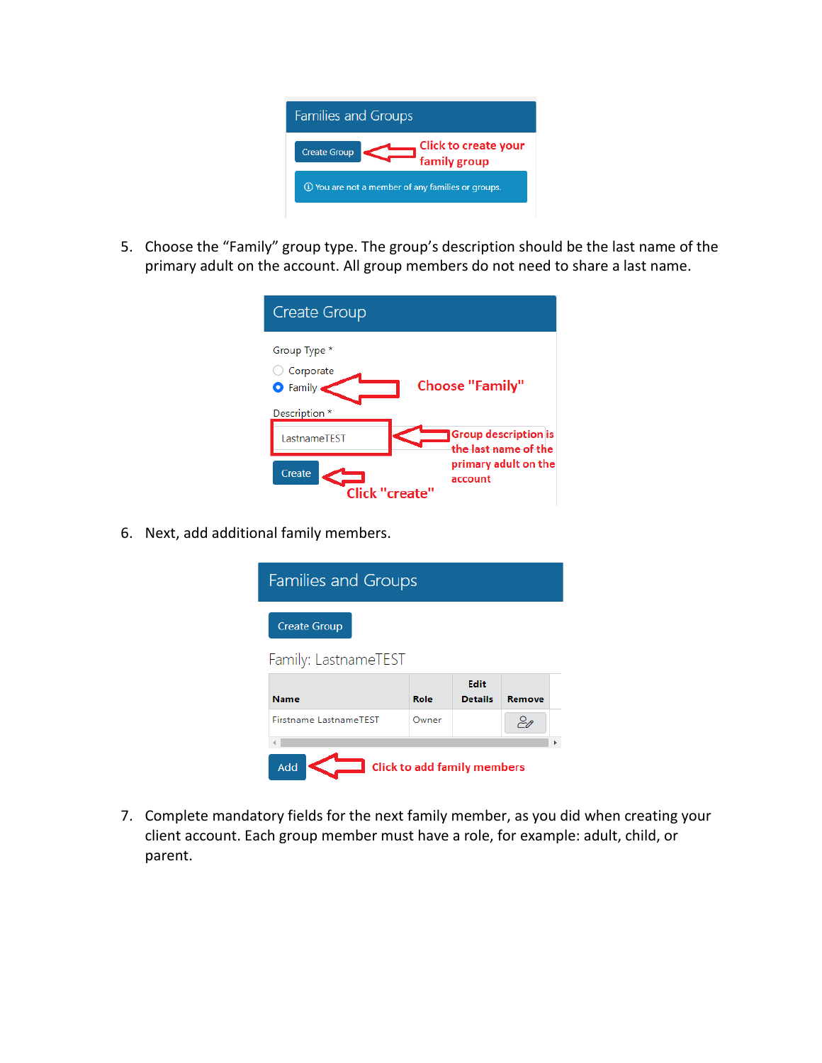Families and Groups

Create Group — Click to create your family group

You are not a member of any families or groups.

5. Choose the “Family” group type. The group’s description should be the last name of the primary adult on the account. All group members do not need to share a last name.

Create Group

Group Type *

- Corporate
- Family — Choose "Family"

Description *

LastnameTEST — Group description is the last name of the primary adult on the account

Create — Click "create"

6. Next, add additional family members.

Families and Groups

Create Group

Family: LastnameTEST

| Name | Role | Edit Details | Remove |
| --- | --- | --- | --- |
| Firstname LastnameTEST | Owner | | |

Add — Click to add family members

7. Complete mandatory fields for the next family member, as you did when creating your client account. Each group member must have a role, for example: adult, child, or parent.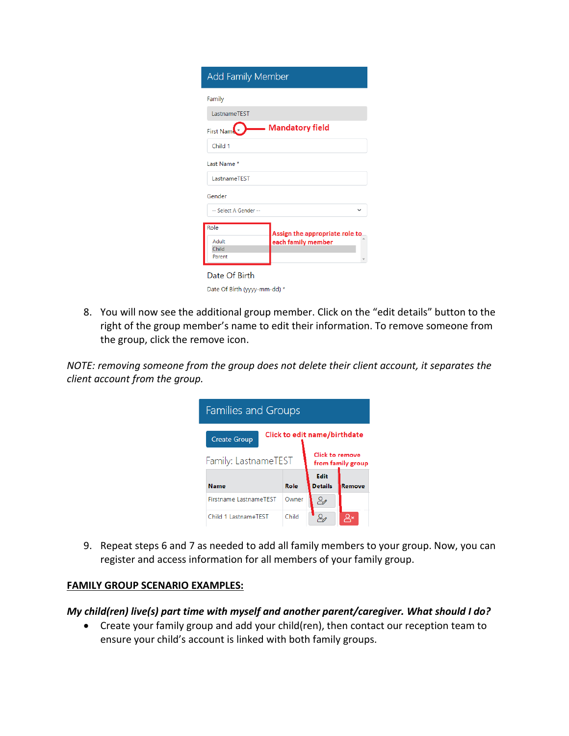Add Family Member

Family

LastnameTEST

First Name * Mandatory field

Child 1

Last Name *

LastnameTEST

Gender

-- Select A Gender --

Role

Adult
Child
Parent

Assign the appropriate role to each family member

Date Of Birth

Date Of Birth (yyyy-mm-dd) *

8. You will now see the additional group member. Click on the "edit details" button to the right of the group member's name to edit their information. To remove someone from the group, click the remove icon.

*NOTE: removing someone from the group does not delete their client account, it separates the client account from the group.*

Families and Groups

Create Group

Click to edit name/birthdate

Click to remove from family group

Family: LastnameTEST

| Name | Role | Edit Details | Remove |
| --- | --- | --- | --- |
| Firstname LastnameTEST | Owner | | |
| Child 1 LastnameTEST | Child | | |

9. Repeat steps 6 and 7 as needed to add all family members to your group. Now, you can register and access information for all members of your family group.

**FAMILY GROUP SCENARIO EXAMPLES:**

***My child(ren) live(s) part time with myself and another parent/caregiver. What should I do?***

- Create your family group and add your child(ren), then contact our reception team to ensure your child's account is linked with both family groups.